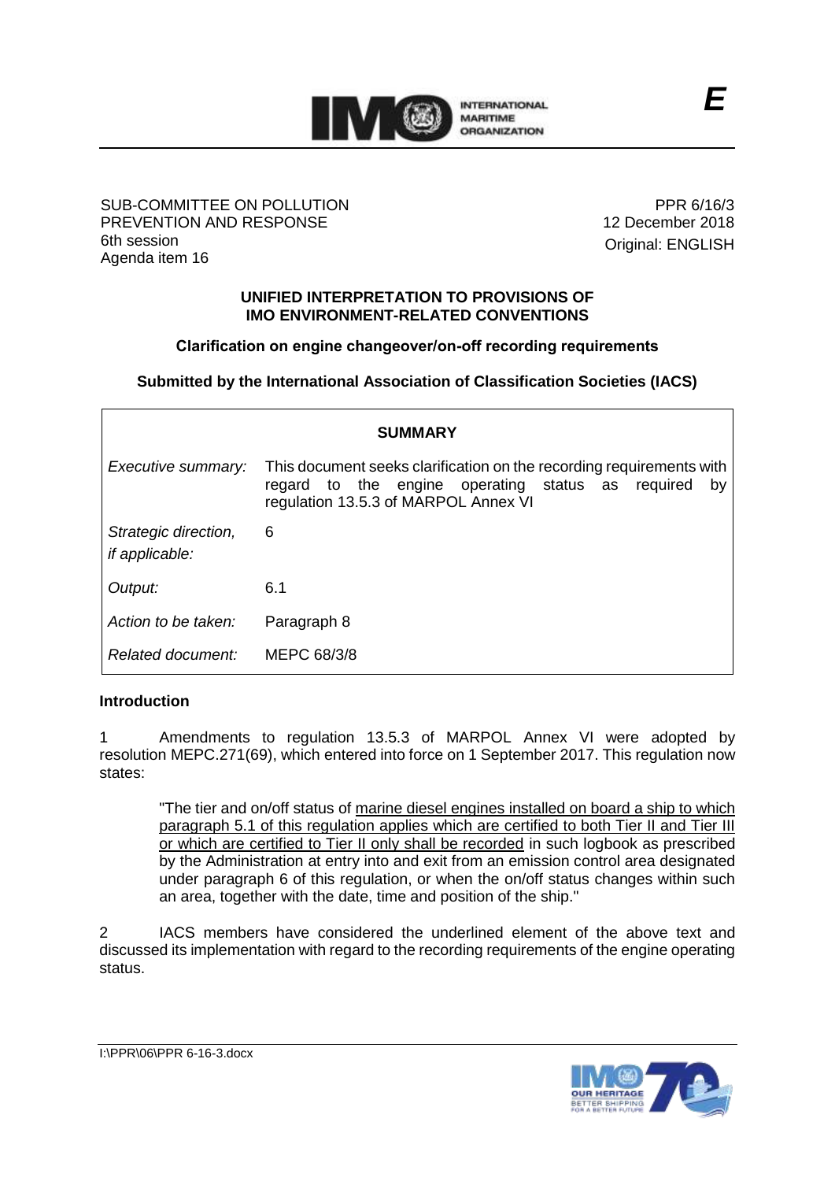E

SUB-COMMITTEE ON POLLUTION PREVENTION AND RESPONSE
6th session
Agenda item 16

PPR 6/16/3
12 December 2018
Original: ENGLISH

**UNIFIED INTERPRETATION TO PROVISIONS OF IMO ENVIRONMENT-RELATED CONVENTIONS**

**Clarification on engine changeover/on-off recording requirements**

**Submitted by the International Association of Classification Societies (IACS)**

| **SUMMARY** | |
|---|---|
| *Executive summary:* | This document seeks clarification on the recording requirements with regard to the engine operating status as required by regulation 13.5.3 of MARPOL Annex VI |
| *Strategic direction, if applicable:* | 6 |
| *Output:* | 6.1 |
| *Action to be taken:* | Paragraph 8 |
| *Related document:* | MEPC 68/3/8 |

**Introduction**

1 Amendments to regulation 13.5.3 of MARPOL Annex VI were adopted by resolution MEPC.271(69), which entered into force on 1 September 2017. This regulation now states:

> "The tier and on/off status of marine diesel engines installed on board a ship to which paragraph 5.1 of this regulation applies which are certified to both Tier II and Tier III or which are certified to Tier II only shall be recorded in such logbook as prescribed by the Administration at entry into and exit from an emission control area designated under paragraph 6 of this regulation, or when the on/off status changes within such an area, together with the date, time and position of the ship."

2 IACS members have considered the underlined element of the above text and discussed its implementation with regard to the recording requirements of the engine operating status.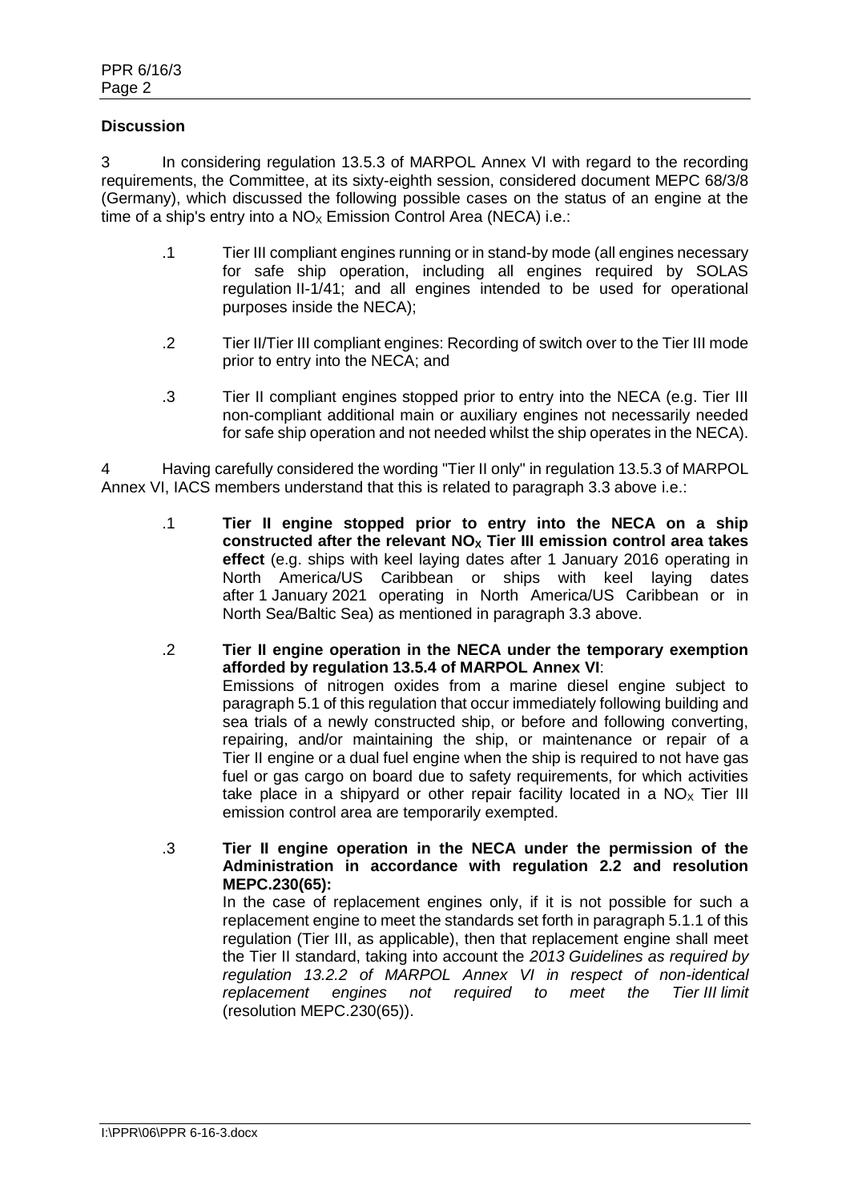**Discussion**

3 In considering regulation 13.5.3 of MARPOL Annex VI with regard to the recording requirements, the Committee, at its sixty-eighth session, considered document MEPC 68/3/8 (Germany), which discussed the following possible cases on the status of an engine at the time of a ship's entry into a $NO_X$ Emission Control Area (NECA) i.e.:

> .1 Tier III compliant engines running or in stand-by mode (all engines necessary for safe ship operation, including all engines required by SOLAS regulation II-1/41; and all engines intended to be used for operational purposes inside the NECA);
>
> .2 Tier II/Tier III compliant engines: Recording of switch over to the Tier III mode prior to entry into the NECA; and
>
> .3 Tier II compliant engines stopped prior to entry into the NECA (e.g. Tier III non-compliant additional main or auxiliary engines not necessarily needed for safe ship operation and not needed whilst the ship operates in the NECA).

4 Having carefully considered the wording "Tier II only" in regulation 13.5.3 of MARPOL Annex VI, IACS members understand that this is related to paragraph 3.3 above i.e.:

> .1 **Tier II engine stopped prior to entry into the NECA on a ship constructed after the relevant $NO_X$ Tier III emission control area takes effect** (e.g. ships with keel laying dates after 1 January 2016 operating in North America/US Caribbean or ships with keel laying dates after 1 January 2021 operating in North America/US Caribbean or in North Sea/Baltic Sea) as mentioned in paragraph 3.3 above.
>
> .2 **Tier II engine operation in the NECA under the temporary exemption afforded by regulation 13.5.4 of MARPOL Annex VI**:
> Emissions of nitrogen oxides from a marine diesel engine subject to paragraph 5.1 of this regulation that occur immediately following building and sea trials of a newly constructed ship, or before and following converting, repairing, and/or maintaining the ship, or maintenance or repair of a Tier II engine or a dual fuel engine when the ship is required to not have gas fuel or gas cargo on board due to safety requirements, for which activities take place in a shipyard or other repair facility located in a $NO_X$ Tier III emission control area are temporarily exempted.
>
> .3 **Tier II engine operation in the NECA under the permission of the Administration in accordance with regulation 2.2 and resolution MEPC.230(65):**
> In the case of replacement engines only, if it is not possible for such a replacement engine to meet the standards set forth in paragraph 5.1.1 of this regulation (Tier III, as applicable), then that replacement engine shall meet the Tier II standard, taking into account the *2013 Guidelines as required by regulation 13.2.2 of MARPOL Annex VI in respect of non-identical replacement engines not required to meet the Tier III limit* (resolution MEPC.230(65)).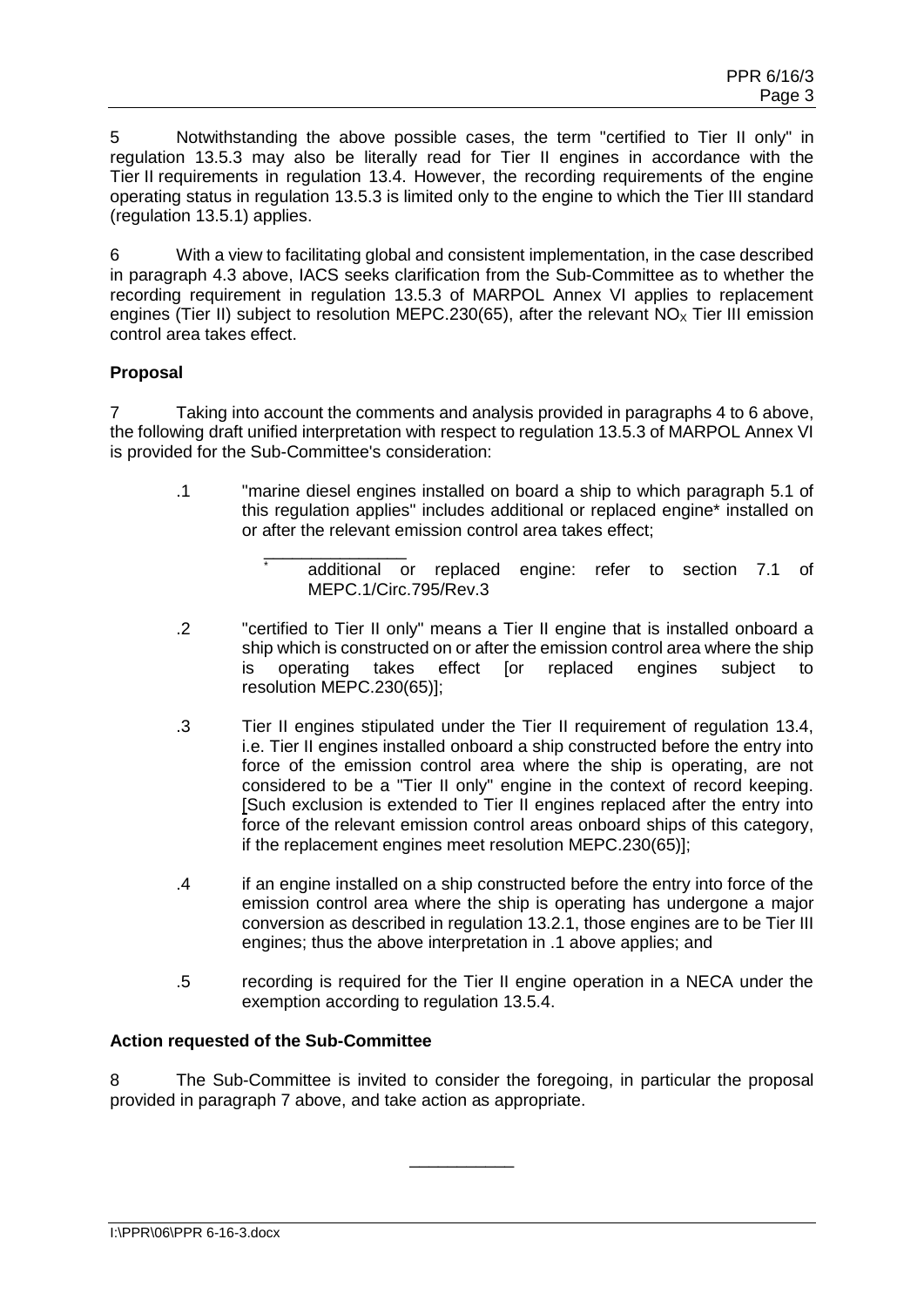5 Notwithstanding the above possible cases, the term "certified to Tier II only" in regulation 13.5.3 may also be literally read for Tier II engines in accordance with the Tier II requirements in regulation 13.4. However, the recording requirements of the engine operating status in regulation 13.5.3 is limited only to the engine to which the Tier III standard (regulation 13.5.1) applies.

6 With a view to facilitating global and consistent implementation, in the case described in paragraph 4.3 above, IACS seeks clarification from the Sub-Committee as to whether the recording requirement in regulation 13.5.3 of MARPOL Annex VI applies to replacement engines (Tier II) subject to resolution MEPC.230(65), after the relevant $NO_X$ Tier III emission control area takes effect.

**Proposal**

7 Taking into account the comments and analysis provided in paragraphs 4 to 6 above, the following draft unified interpretation with respect to regulation 13.5.3 of MARPOL Annex VI is provided for the Sub-Committee's consideration:

.1 "marine diesel engines installed on board a ship to which paragraph 5.1 of this regulation applies" includes additional or replaced engine* installed on or after the relevant emission control area takes effect;

\* additional or replaced engine: refer to section 7.1 of MEPC.1/Circ.795/Rev.3

.2 "certified to Tier II only" means a Tier II engine that is installed onboard a ship which is constructed on or after the emission control area where the ship is operating takes effect [or replaced engines subject to resolution MEPC.230(65)];

.3 Tier II engines stipulated under the Tier II requirement of regulation 13.4, i.e. Tier II engines installed onboard a ship constructed before the entry into force of the emission control area where the ship is operating, are not considered to be a "Tier II only" engine in the context of record keeping. [Such exclusion is extended to Tier II engines replaced after the entry into force of the relevant emission control areas onboard ships of this category, if the replacement engines meet resolution MEPC.230(65)];

.4 if an engine installed on a ship constructed before the entry into force of the emission control area where the ship is operating has undergone a major conversion as described in regulation 13.2.1, those engines are to be Tier III engines; thus the above interpretation in .1 above applies; and

.5 recording is required for the Tier II engine operation in a NECA under the exemption according to regulation 13.5.4.

**Action requested of the Sub-Committee**

8 The Sub-Committee is invited to consider the foregoing, in particular the proposal provided in paragraph 7 above, and take action as appropriate.

I:\PPR\06\PPR 6-16-3.docx